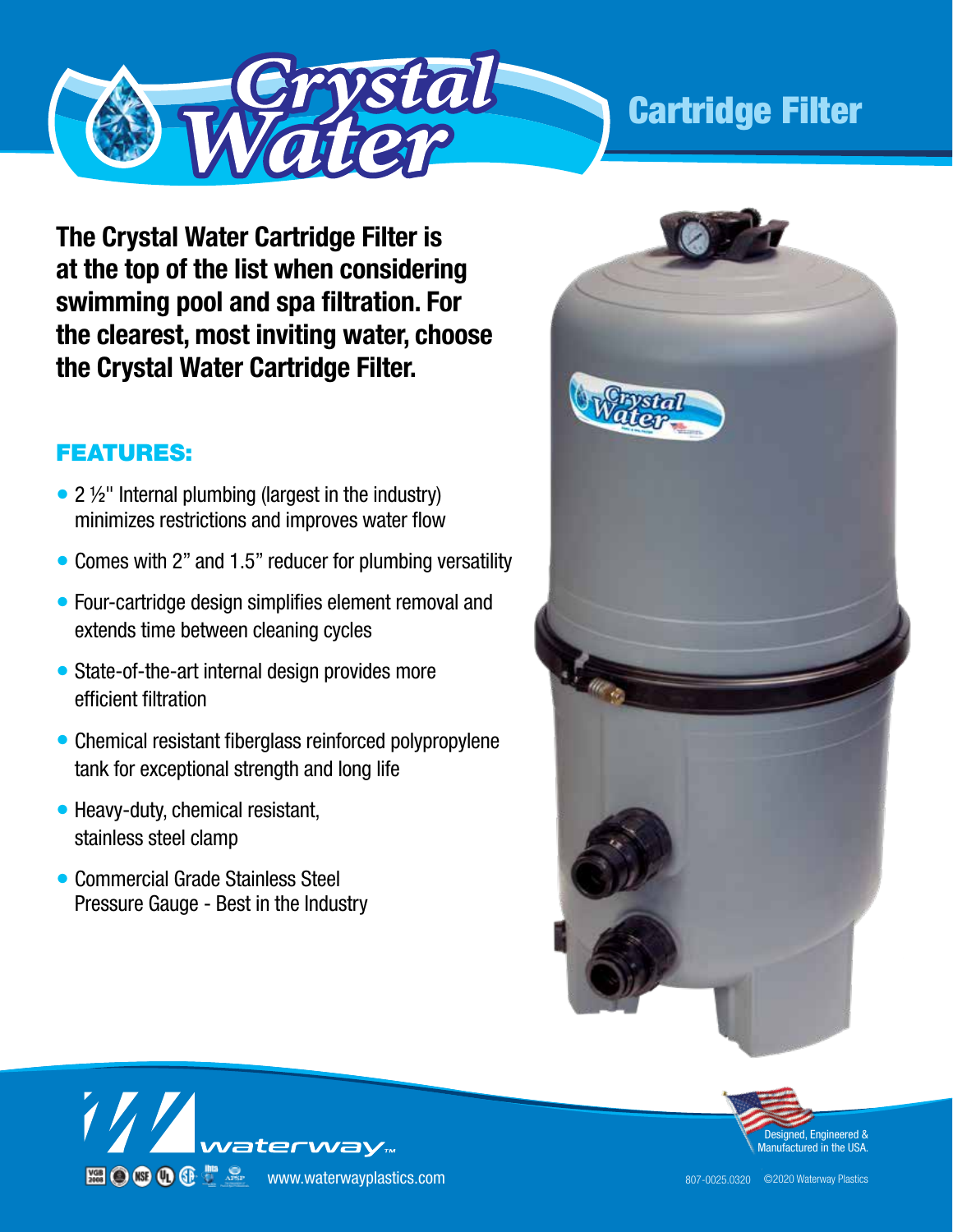# Crystal Water

## Cartridge Filter

**The Crystal Water Cartridge Filter is at the top of the list when considering swimming pool and spa filtration. For the clearest, most inviting water, choose the Crystal Water Cartridge Filter.**

### FEATURES:

- 2 ½" Internal plumbing (largest in the industry) minimizes restrictions and improves water flow
- Comes with 2" and 1.5" reducer for plumbing versatility
- Four-cartridge design simplifies element removal and extends time between cleaning cycles
- State-of-the-art internal design provides more efficient filtration
- Chemical resistant fiberglass reinforced polypropylene tank for exceptional strength and long life
- Heavy-duty, chemical resistant, stainless steel clamp
- Commercial Grade Stainless Steel Pressure Gauge - Best in the Industry

waterway™

www.waterwayplastics.com

Designed, Engineered & Manufactured in the USA.

807-0025.0320 ©2020 Waterway Plastics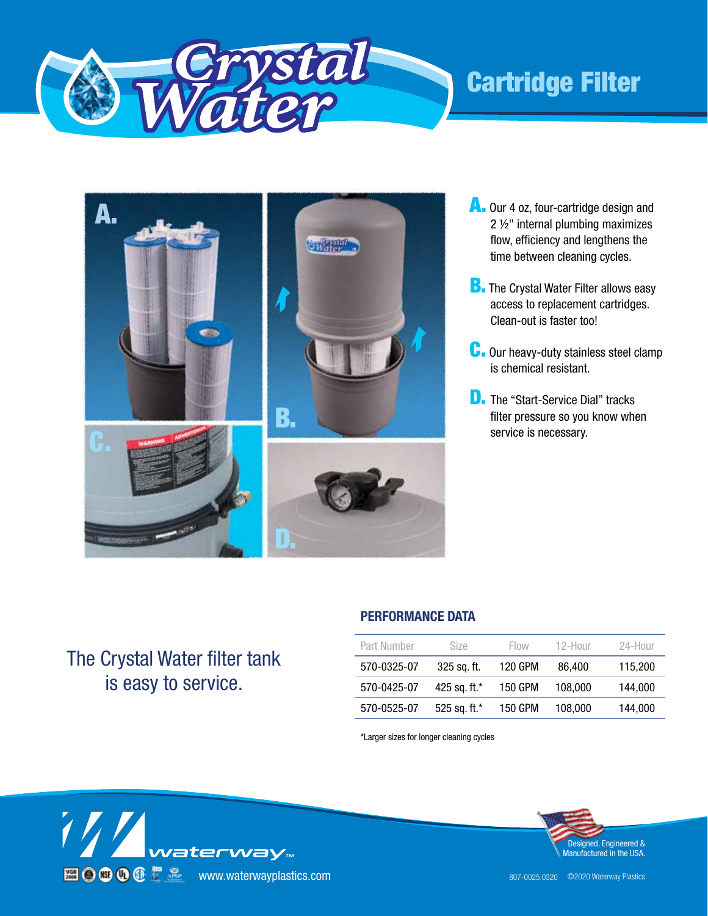# Crystal Water

## Cartridge Filter

**A.** Our 4 oz, four-cartridge design and 2 ½" internal plumbing maximizes flow, efficiency and lengthens the time between cleaning cycles.

**B.** The Crystal Water Filter allows easy access to replacement cartridges. Clean-out is faster too!

**C.** Our heavy-duty stainless steel clamp is chemical resistant.

**D.** The "Start-Service Dial" tracks filter pressure so you know when service is necessary.

The Crystal Water filter tank is easy to service.

### PERFORMANCE DATA

| Part Number | Size | Flow | 12-Hour | 24-Hour |
|---|---|---|---|---|
| 570-0325-07 | 325 sq. ft. | 120 GPM | 86,400 | 115,200 |
| 570-0425-07 | 425 sq. ft.* | 150 GPM | 108,000 | 144,000 |
| 570-0525-07 | 525 sq. ft.* | 150 GPM | 108,000 | 144,000 |

*Larger sizes for longer cleaning cycles

waterway™

www.waterwayplastics.com

Designed, Engineered & Manufactured in the USA.

807-0025.0320 ©2020 Waterway Plastics